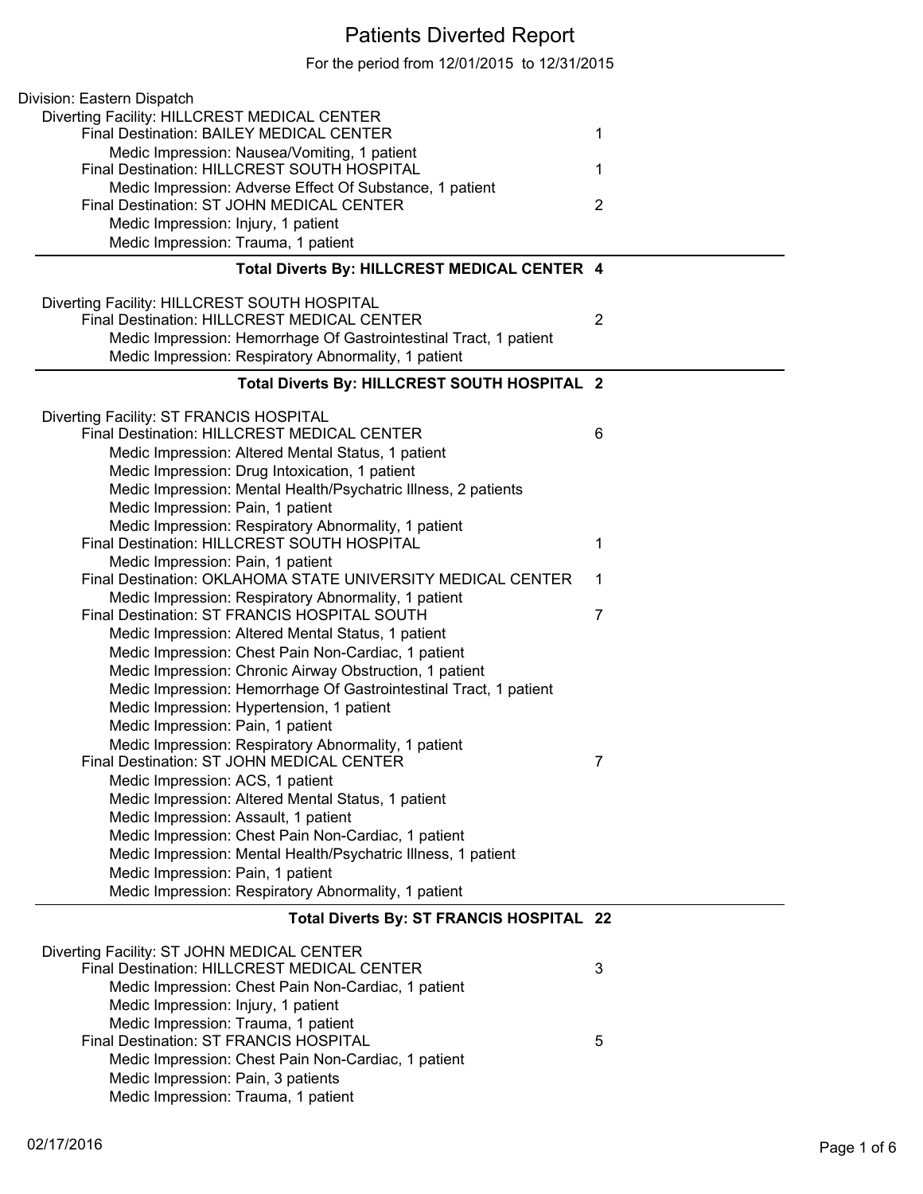# Patients Diverted Report

For the period from 12/01/2015 to 12/31/2015

Division: Eastern Dispatch

Diverting Facility: HILLCREST MEDICAL CENTER

- Final Destination: BAILEY MEDICAL CENTER — 1
  - Medic Impression: Nausea/Vomiting, 1 patient
- Final Destination: HILLCREST SOUTH HOSPITAL — 1
  - Medic Impression: Adverse Effect Of Substance, 1 patient
- Final Destination: ST JOHN MEDICAL CENTER — 2
  - Medic Impression: Injury, 1 patient
  - Medic Impression: Trauma, 1 patient

**Total Diverts By: HILLCREST MEDICAL CENTER 4**

Diverting Facility: HILLCREST SOUTH HOSPITAL

- Final Destination: HILLCREST MEDICAL CENTER — 2
  - Medic Impression: Hemorrhage Of Gastrointestinal Tract, 1 patient
  - Medic Impression: Respiratory Abnormality, 1 patient

**Total Diverts By: HILLCREST SOUTH HOSPITAL 2**

Diverting Facility: ST FRANCIS HOSPITAL

- Final Destination: HILLCREST MEDICAL CENTER — 6
  - Medic Impression: Altered Mental Status, 1 patient
  - Medic Impression: Drug Intoxication, 1 patient
  - Medic Impression: Mental Health/Psychatric Illness, 2 patients
  - Medic Impression: Pain, 1 patient
  - Medic Impression: Respiratory Abnormality, 1 patient
- Final Destination: HILLCREST SOUTH HOSPITAL — 1
  - Medic Impression: Pain, 1 patient
- Final Destination: OKLAHOMA STATE UNIVERSITY MEDICAL CENTER — 1
  - Medic Impression: Respiratory Abnormality, 1 patient
- Final Destination: ST FRANCIS HOSPITAL SOUTH — 7
  - Medic Impression: Altered Mental Status, 1 patient
  - Medic Impression: Chest Pain Non-Cardiac, 1 patient
  - Medic Impression: Chronic Airway Obstruction, 1 patient
  - Medic Impression: Hemorrhage Of Gastrointestinal Tract, 1 patient
  - Medic Impression: Hypertension, 1 patient
  - Medic Impression: Pain, 1 patient
  - Medic Impression: Respiratory Abnormality, 1 patient
- Final Destination: ST JOHN MEDICAL CENTER — 7
  - Medic Impression: ACS, 1 patient
  - Medic Impression: Altered Mental Status, 1 patient
  - Medic Impression: Assault, 1 patient
  - Medic Impression: Chest Pain Non-Cardiac, 1 patient
  - Medic Impression: Mental Health/Psychatric Illness, 1 patient
  - Medic Impression: Pain, 1 patient
  - Medic Impression: Respiratory Abnormality, 1 patient

**Total Diverts By: ST FRANCIS HOSPITAL 22**

Diverting Facility: ST JOHN MEDICAL CENTER

- Final Destination: HILLCREST MEDICAL CENTER — 3
  - Medic Impression: Chest Pain Non-Cardiac, 1 patient
  - Medic Impression: Injury, 1 patient
  - Medic Impression: Trauma, 1 patient
- Final Destination: ST FRANCIS HOSPITAL — 5
  - Medic Impression: Chest Pain Non-Cardiac, 1 patient
  - Medic Impression: Pain, 3 patients
  - Medic Impression: Trauma, 1 patient

02/17/2016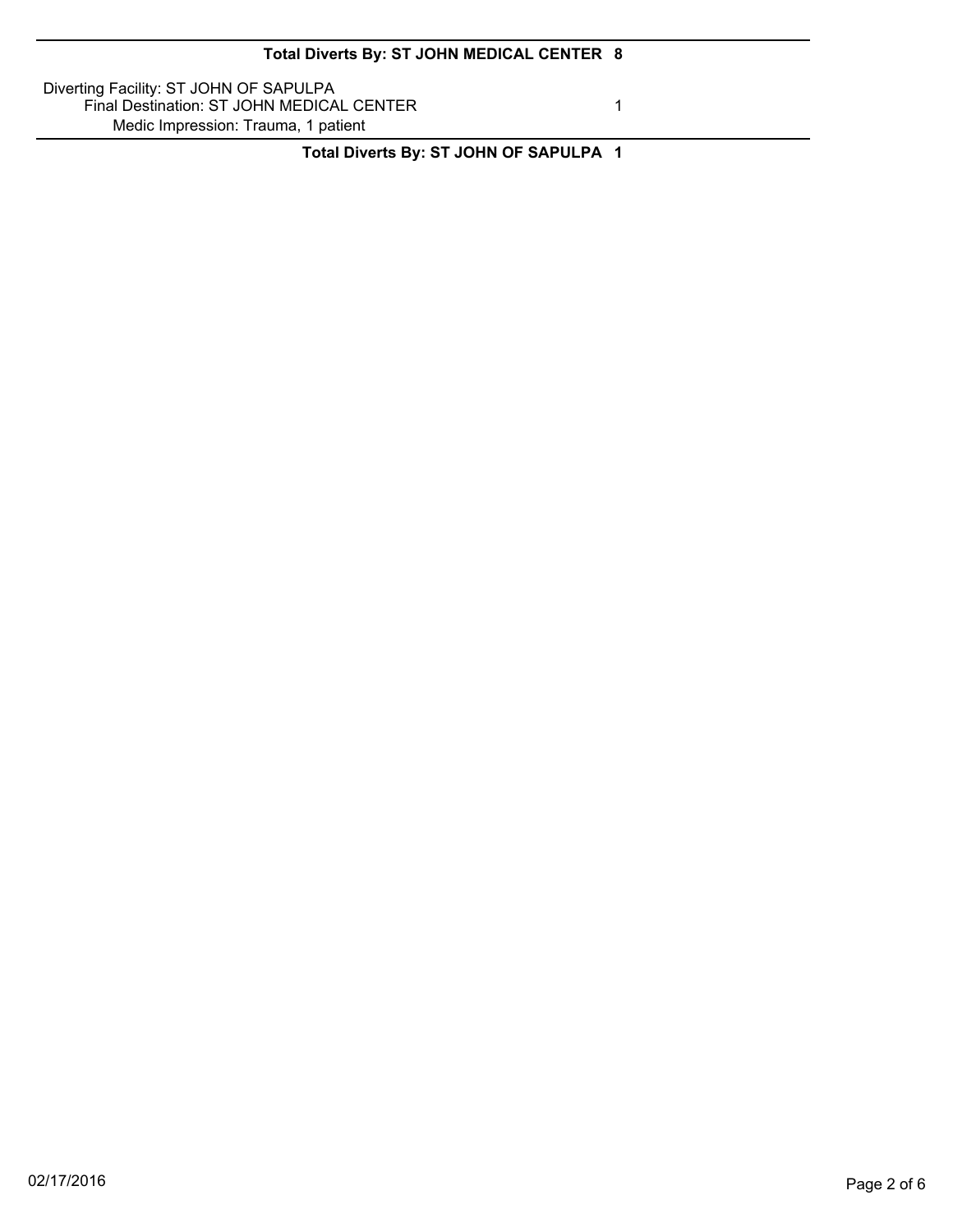**Total Diverts By: ST JOHN MEDICAL CENTER 8**

Diverting Facility: ST JOHN OF SAPULPA
Final Destination: ST JOHN MEDICAL CENTER 1
Medic Impression: Trauma, 1 patient

**Total Diverts By: ST JOHN OF SAPULPA 1**

02/17/2016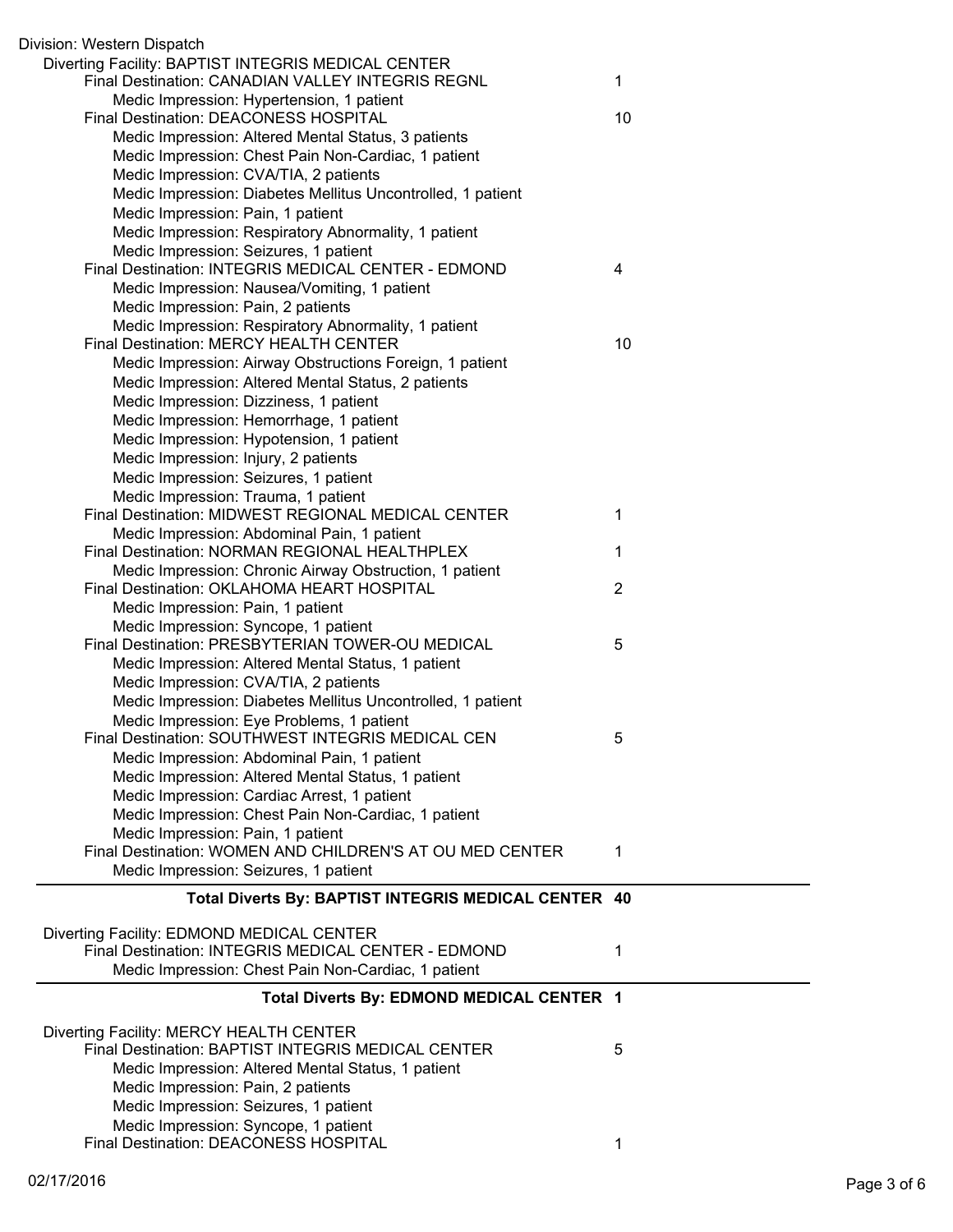Division: Western Dispatch

Diverting Facility: BAPTIST INTEGRIS MEDICAL CENTER

| | |
|---|---|
| Final Destination: CANADIAN VALLEY INTEGRIS REGNL | 1 |
| Medic Impression: Hypertension, 1 patient | |
| Final Destination: DEACONESS HOSPITAL | 10 |
| Medic Impression: Altered Mental Status, 3 patients | |
| Medic Impression: Chest Pain Non-Cardiac, 1 patient | |
| Medic Impression: CVA/TIA, 2 patients | |
| Medic Impression: Diabetes Mellitus Uncontrolled, 1 patient | |
| Medic Impression: Pain, 1 patient | |
| Medic Impression: Respiratory Abnormality, 1 patient | |
| Medic Impression: Seizures, 1 patient | |
| Final Destination: INTEGRIS MEDICAL CENTER - EDMOND | 4 |
| Medic Impression: Nausea/Vomiting, 1 patient | |
| Medic Impression: Pain, 2 patients | |
| Medic Impression: Respiratory Abnormality, 1 patient | |
| Final Destination: MERCY HEALTH CENTER | 10 |
| Medic Impression: Airway Obstructions Foreign, 1 patient | |
| Medic Impression: Altered Mental Status, 2 patients | |
| Medic Impression: Dizziness, 1 patient | |
| Medic Impression: Hemorrhage, 1 patient | |
| Medic Impression: Hypotension, 1 patient | |
| Medic Impression: Injury, 2 patients | |
| Medic Impression: Seizures, 1 patient | |
| Medic Impression: Trauma, 1 patient | |
| Final Destination: MIDWEST REGIONAL MEDICAL CENTER | 1 |
| Medic Impression: Abdominal Pain, 1 patient | |
| Final Destination: NORMAN REGIONAL HEALTHPLEX | 1 |
| Medic Impression: Chronic Airway Obstruction, 1 patient | |
| Final Destination: OKLAHOMA HEART HOSPITAL | 2 |
| Medic Impression: Pain, 1 patient | |
| Medic Impression: Syncope, 1 patient | |
| Final Destination: PRESBYTERIAN TOWER-OU MEDICAL | 5 |
| Medic Impression: Altered Mental Status, 1 patient | |
| Medic Impression: CVA/TIA, 2 patients | |
| Medic Impression: Diabetes Mellitus Uncontrolled, 1 patient | |
| Medic Impression: Eye Problems, 1 patient | |
| Final Destination: SOUTHWEST INTEGRIS MEDICAL CEN | 5 |
| Medic Impression: Abdominal Pain, 1 patient | |
| Medic Impression: Altered Mental Status, 1 patient | |
| Medic Impression: Cardiac Arrest, 1 patient | |
| Medic Impression: Chest Pain Non-Cardiac, 1 patient | |
| Medic Impression: Pain, 1 patient | |
| Final Destination: WOMEN AND CHILDREN'S AT OU MED CENTER | 1 |
| Medic Impression: Seizures, 1 patient | |

**Total Diverts By: BAPTIST INTEGRIS MEDICAL CENTER 40**

Diverting Facility: EDMOND MEDICAL CENTER

| | |
|---|---|
| Final Destination: INTEGRIS MEDICAL CENTER - EDMOND | 1 |
| Medic Impression: Chest Pain Non-Cardiac, 1 patient | |

**Total Diverts By: EDMOND MEDICAL CENTER 1**

Diverting Facility: MERCY HEALTH CENTER

| | |
|---|---|
| Final Destination: BAPTIST INTEGRIS MEDICAL CENTER | 5 |
| Medic Impression: Altered Mental Status, 1 patient | |
| Medic Impression: Pain, 2 patients | |
| Medic Impression: Seizures, 1 patient | |
| Medic Impression: Syncope, 1 patient | |
| Final Destination: DEACONESS HOSPITAL | 1 |

02/17/2016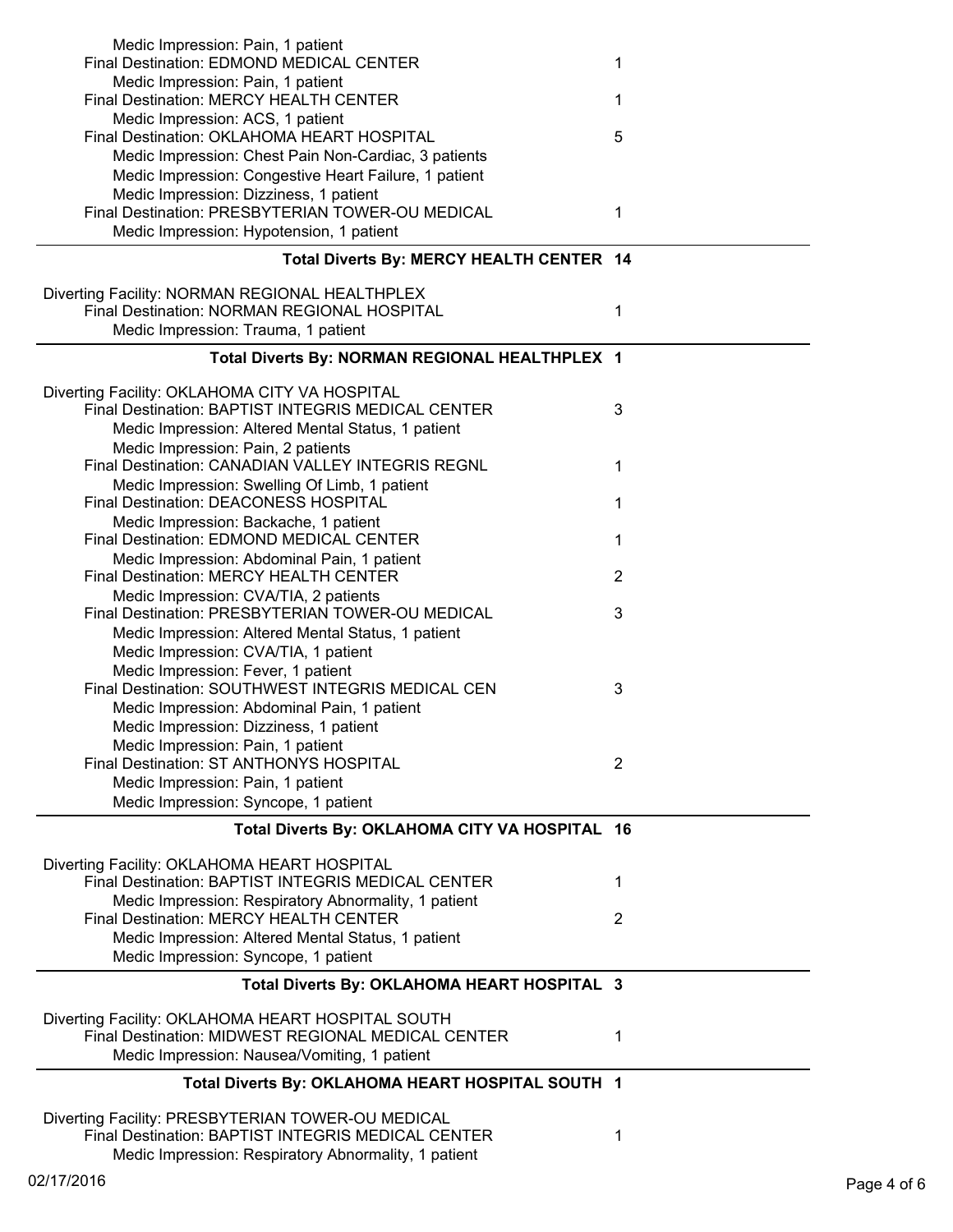Medic Impression: Pain, 1 patient

Final Destination: EDMOND MEDICAL CENTER — 1

Medic Impression: Pain, 1 patient

Final Destination: MERCY HEALTH CENTER — 1

Medic Impression: ACS, 1 patient

Final Destination: OKLAHOMA HEART HOSPITAL — 5

Medic Impression: Chest Pain Non-Cardiac, 3 patients

Medic Impression: Congestive Heart Failure, 1 patient

Medic Impression: Dizziness, 1 patient

Final Destination: PRESBYTERIAN TOWER-OU MEDICAL — 1

Medic Impression: Hypotension, 1 patient

**Total Diverts By: MERCY HEALTH CENTER 14**

---

Diverting Facility: NORMAN REGIONAL HEALTHPLEX

Final Destination: NORMAN REGIONAL HOSPITAL — 1

Medic Impression: Trauma, 1 patient

**Total Diverts By: NORMAN REGIONAL HEALTHPLEX 1**

---

Diverting Facility: OKLAHOMA CITY VA HOSPITAL

Final Destination: BAPTIST INTEGRIS MEDICAL CENTER — 3

Medic Impression: Altered Mental Status, 1 patient

Medic Impression: Pain, 2 patients

Final Destination: CANADIAN VALLEY INTEGRIS REGNL — 1

Medic Impression: Swelling Of Limb, 1 patient

Final Destination: DEACONESS HOSPITAL — 1

Medic Impression: Backache, 1 patient

Final Destination: EDMOND MEDICAL CENTER — 1

Medic Impression: Abdominal Pain, 1 patient

Final Destination: MERCY HEALTH CENTER — 2

Medic Impression: CVA/TIA, 2 patients

Final Destination: PRESBYTERIAN TOWER-OU MEDICAL — 3

Medic Impression: Altered Mental Status, 1 patient

Medic Impression: CVA/TIA, 1 patient

Medic Impression: Fever, 1 patient

Final Destination: SOUTHWEST INTEGRIS MEDICAL CEN — 3

Medic Impression: Abdominal Pain, 1 patient

Medic Impression: Dizziness, 1 patient

Medic Impression: Pain, 1 patient

Final Destination: ST ANTHONYS HOSPITAL — 2

Medic Impression: Pain, 1 patient

Medic Impression: Syncope, 1 patient

**Total Diverts By: OKLAHOMA CITY VA HOSPITAL 16**

---

Diverting Facility: OKLAHOMA HEART HOSPITAL

Final Destination: BAPTIST INTEGRIS MEDICAL CENTER — 1

Medic Impression: Respiratory Abnormality, 1 patient

Final Destination: MERCY HEALTH CENTER — 2

Medic Impression: Altered Mental Status, 1 patient

Medic Impression: Syncope, 1 patient

**Total Diverts By: OKLAHOMA HEART HOSPITAL 3**

---

Diverting Facility: OKLAHOMA HEART HOSPITAL SOUTH

Final Destination: MIDWEST REGIONAL MEDICAL CENTER — 1

Medic Impression: Nausea/Vomiting, 1 patient

**Total Diverts By: OKLAHOMA HEART HOSPITAL SOUTH 1**

---

Diverting Facility: PRESBYTERIAN TOWER-OU MEDICAL

Final Destination: BAPTIST INTEGRIS MEDICAL CENTER — 1

Medic Impression: Respiratory Abnormality, 1 patient

02/17/2016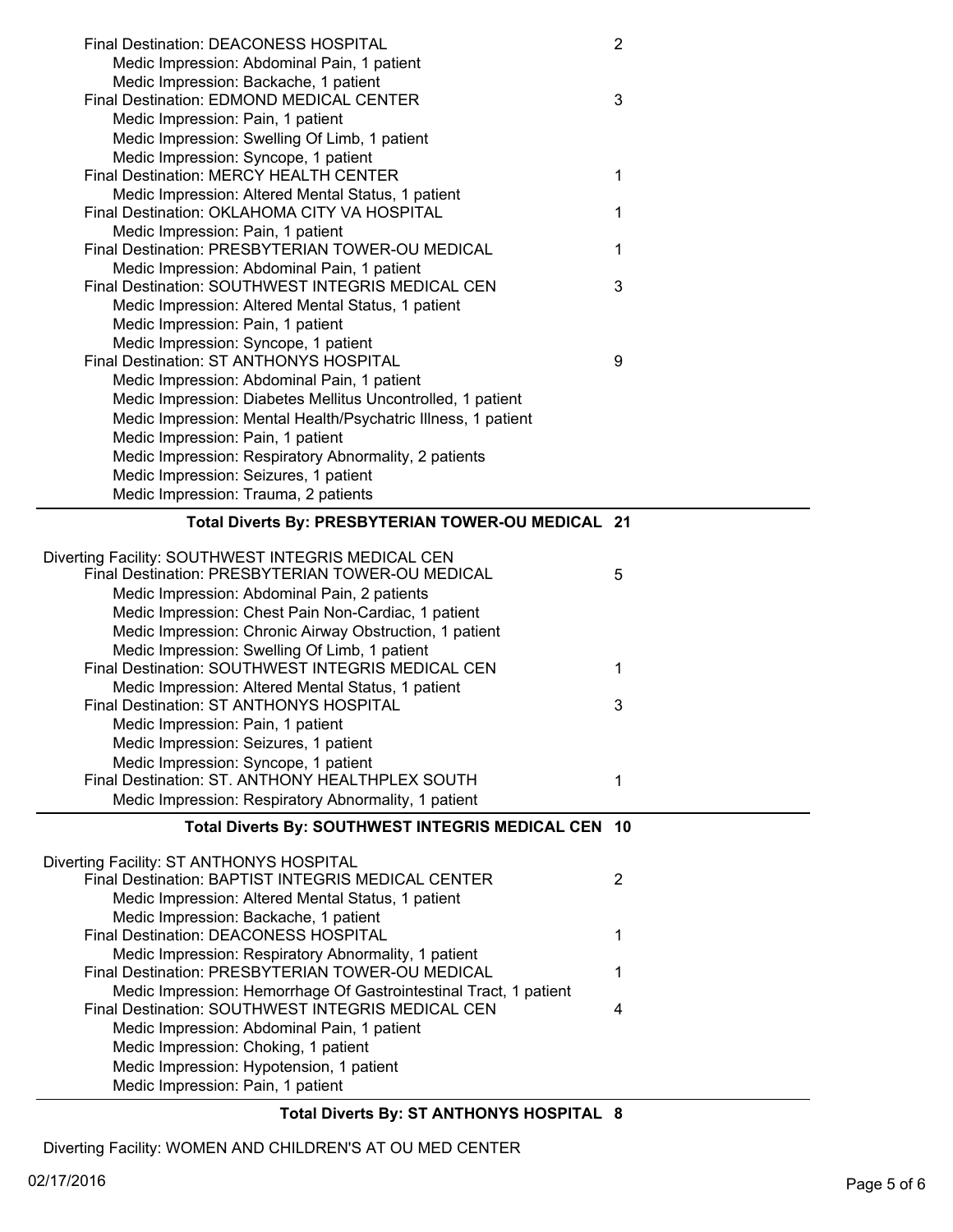Final Destination: DEACONESS HOSPITAL 2
- Medic Impression: Abdominal Pain, 1 patient
- Medic Impression: Backache, 1 patient

Final Destination: EDMOND MEDICAL CENTER 3
- Medic Impression: Pain, 1 patient
- Medic Impression: Swelling Of Limb, 1 patient
- Medic Impression: Syncope, 1 patient

Final Destination: MERCY HEALTH CENTER 1
- Medic Impression: Altered Mental Status, 1 patient

Final Destination: OKLAHOMA CITY VA HOSPITAL 1
- Medic Impression: Pain, 1 patient

Final Destination: PRESBYTERIAN TOWER-OU MEDICAL 1
- Medic Impression: Abdominal Pain, 1 patient

Final Destination: SOUTHWEST INTEGRIS MEDICAL CEN 3
- Medic Impression: Altered Mental Status, 1 patient
- Medic Impression: Pain, 1 patient
- Medic Impression: Syncope, 1 patient

Final Destination: ST ANTHONYS HOSPITAL 9
- Medic Impression: Abdominal Pain, 1 patient
- Medic Impression: Diabetes Mellitus Uncontrolled, 1 patient
- Medic Impression: Mental Health/Psychatric Illness, 1 patient
- Medic Impression: Pain, 1 patient
- Medic Impression: Respiratory Abnormality, 2 patients
- Medic Impression: Seizures, 1 patient
- Medic Impression: Trauma, 2 patients

**Total Diverts By: PRESBYTERIAN TOWER-OU MEDICAL 21**

---

Diverting Facility: SOUTHWEST INTEGRIS MEDICAL CEN

Final Destination: PRESBYTERIAN TOWER-OU MEDICAL 5
- Medic Impression: Abdominal Pain, 2 patients
- Medic Impression: Chest Pain Non-Cardiac, 1 patient
- Medic Impression: Chronic Airway Obstruction, 1 patient
- Medic Impression: Swelling Of Limb, 1 patient

Final Destination: SOUTHWEST INTEGRIS MEDICAL CEN 1
- Medic Impression: Altered Mental Status, 1 patient

Final Destination: ST ANTHONYS HOSPITAL 3
- Medic Impression: Pain, 1 patient
- Medic Impression: Seizures, 1 patient
- Medic Impression: Syncope, 1 patient

Final Destination: ST. ANTHONY HEALTHPLEX SOUTH 1
- Medic Impression: Respiratory Abnormality, 1 patient

**Total Diverts By: SOUTHWEST INTEGRIS MEDICAL CEN 10**

---

Diverting Facility: ST ANTHONYS HOSPITAL

Final Destination: BAPTIST INTEGRIS MEDICAL CENTER 2
- Medic Impression: Altered Mental Status, 1 patient
- Medic Impression: Backache, 1 patient

Final Destination: DEACONESS HOSPITAL 1
- Medic Impression: Respiratory Abnormality, 1 patient

Final Destination: PRESBYTERIAN TOWER-OU MEDICAL 1
- Medic Impression: Hemorrhage Of Gastrointestinal Tract, 1 patient

Final Destination: SOUTHWEST INTEGRIS MEDICAL CEN 4
- Medic Impression: Abdominal Pain, 1 patient
- Medic Impression: Choking, 1 patient
- Medic Impression: Hypotension, 1 patient
- Medic Impression: Pain, 1 patient

**Total Diverts By: ST ANTHONYS HOSPITAL 8**

---

Diverting Facility: WOMEN AND CHILDREN'S AT OU MED CENTER

02/17/2016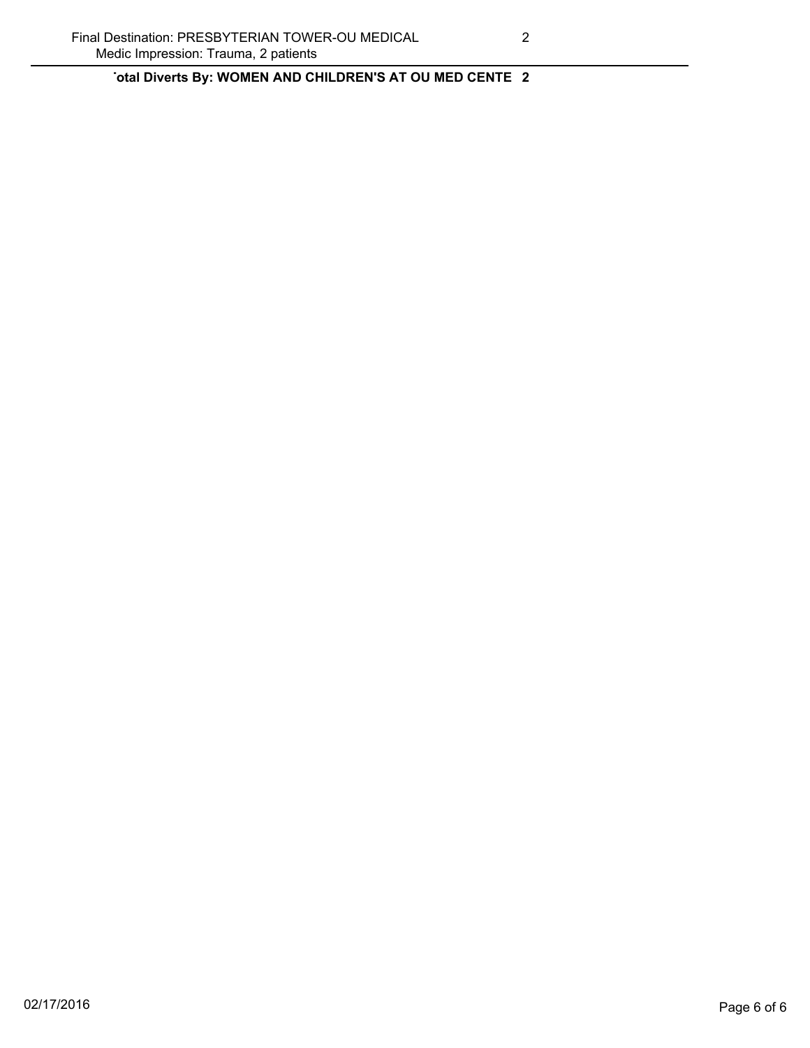Final Destination: PRESBYTERIAN TOWER-OU MEDICAL 2

Medic Impression: Trauma, 2 patients

---

**Total Diverts By: WOMEN AND CHILDREN'S AT OU MED CENTE 2**

02/17/2016